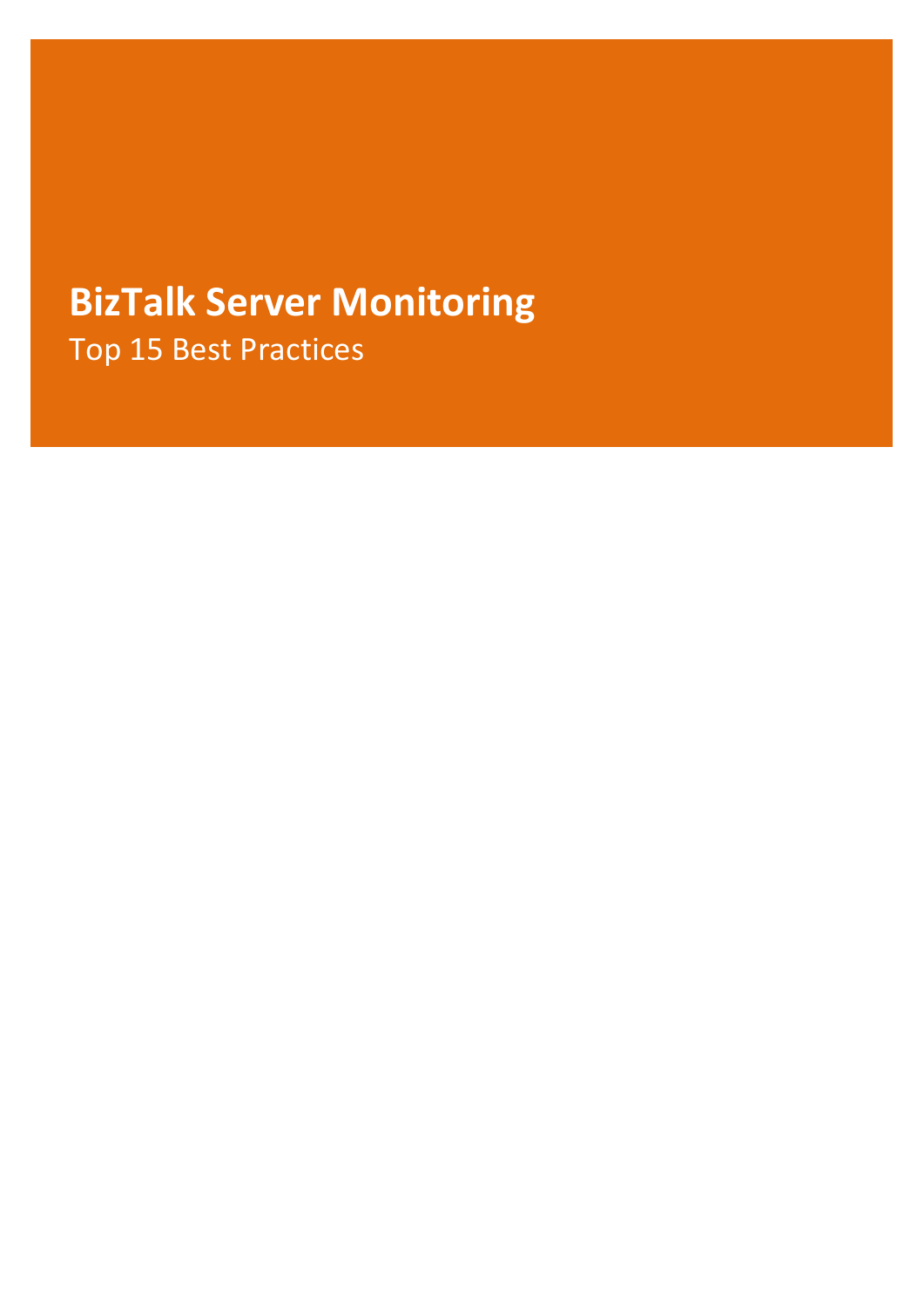# BizTalk Server Monitoring

Top 15 Best Practices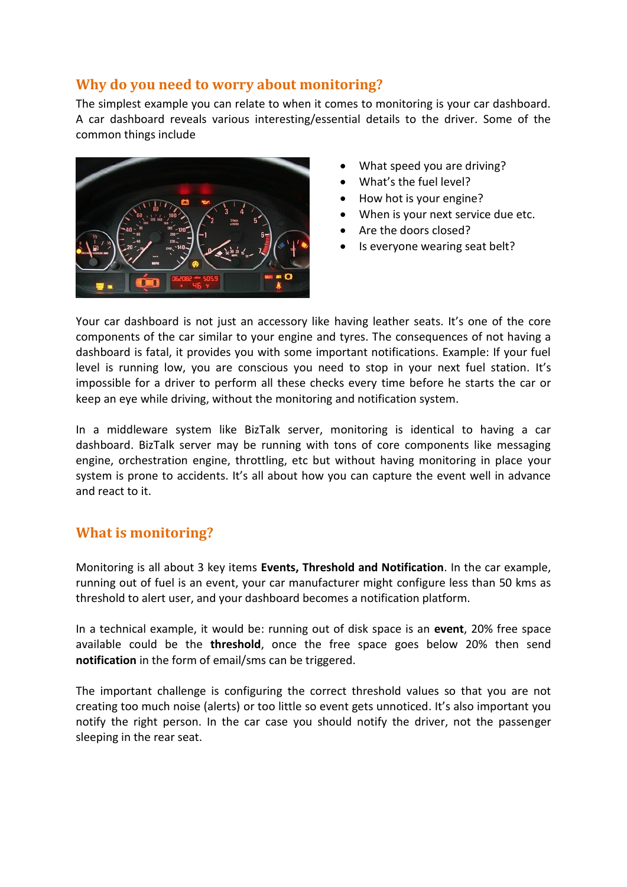## Why do you need to worry about monitoring?

The simplest example you can relate to when it comes to monitoring is your car dashboard. A car dashboard reveals various interesting/essential details to the driver. Some of the common things include

- What speed you are driving?
- What's the fuel level?
- How hot is your engine?
- When is your next service due etc.
- Are the doors closed?
- Is everyone wearing seat belt?

Your car dashboard is not just an accessory like having leather seats. It's one of the core components of the car similar to your engine and tyres. The consequences of not having a dashboard is fatal, it provides you with some important notifications. Example: If your fuel level is running low, you are conscious you need to stop in your next fuel station. It's impossible for a driver to perform all these checks every time before he starts the car or keep an eye while driving, without the monitoring and notification system.

In a middleware system like BizTalk server, monitoring is identical to having a car dashboard. BizTalk server may be running with tons of core components like messaging engine, orchestration engine, throttling, etc but without having monitoring in place your system is prone to accidents. It's all about how you can capture the event well in advance and react to it.

## What is monitoring?

Monitoring is all about 3 key items **Events, Threshold and Notification**. In the car example, running out of fuel is an event, your car manufacturer might configure less than 50 kms as threshold to alert user, and your dashboard becomes a notification platform.

In a technical example, it would be: running out of disk space is an **event**, 20% free space available could be the **threshold**, once the free space goes below 20% then send **notification** in the form of email/sms can be triggered.

The important challenge is configuring the correct threshold values so that you are not creating too much noise (alerts) or too little so event gets unnoticed. It's also important you notify the right person. In the car case you should notify the driver, not the passenger sleeping in the rear seat.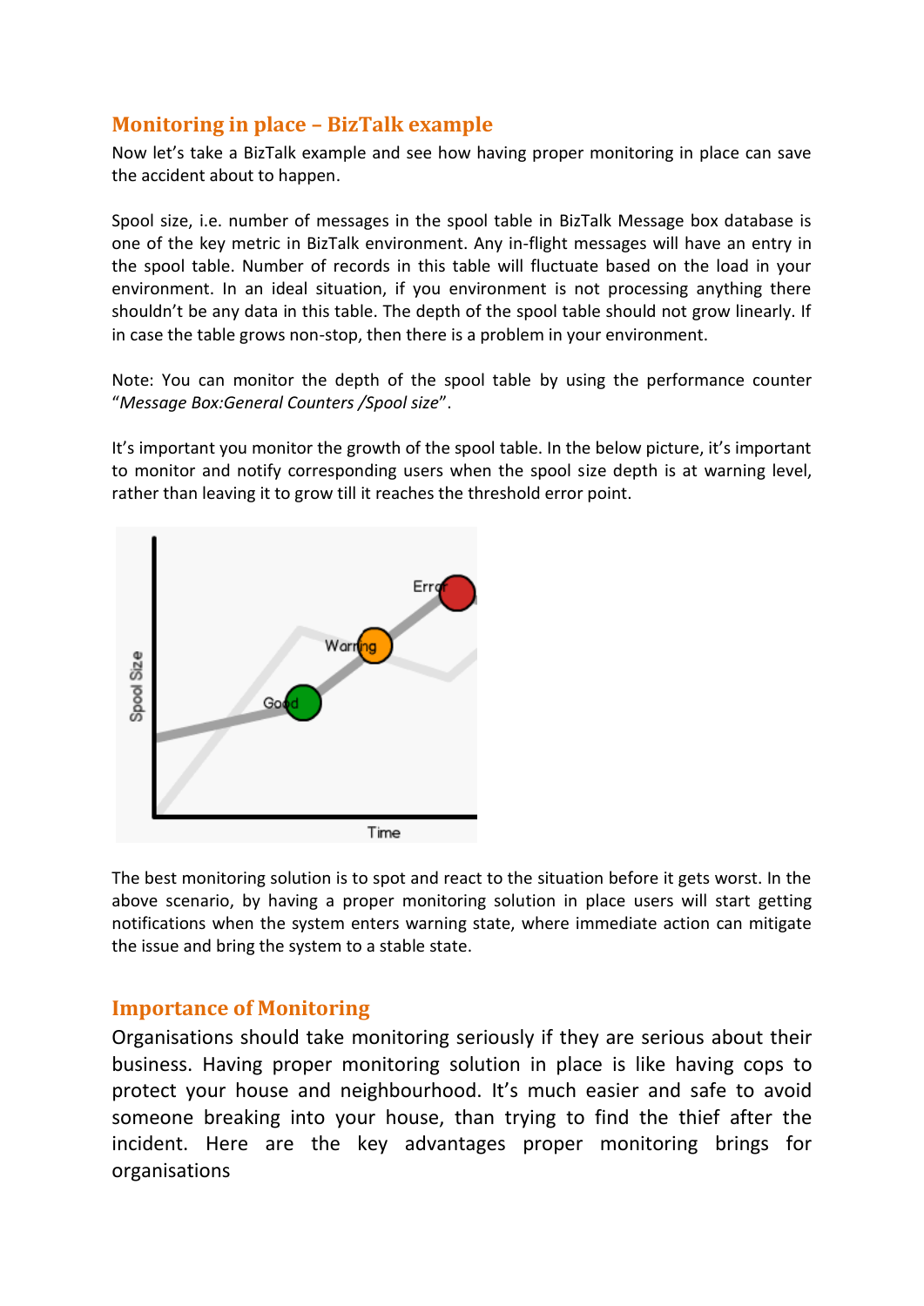## Monitoring in place – BizTalk example

Now let's take a BizTalk example and see how having proper monitoring in place can save the accident about to happen.

Spool size, i.e. number of messages in the spool table in BizTalk Message box database is one of the key metric in BizTalk environment. Any in-flight messages will have an entry in the spool table. Number of records in this table will fluctuate based on the load in your environment. In an ideal situation, if you environment is not processing anything there shouldn't be any data in this table. The depth of the spool table should not grow linearly. If in case the table grows non-stop, then there is a problem in your environment.

Note: You can monitor the depth of the spool table by using the performance counter "*Message Box:General Counters /Spool size*".

It's important you monitor the growth of the spool table. In the below picture, it's important to monitor and notify corresponding users when the spool size depth is at warning level, rather than leaving it to grow till it reaches the threshold error point.

The best monitoring solution is to spot and react to the situation before it gets worst. In the above scenario, by having a proper monitoring solution in place users will start getting notifications when the system enters warning state, where immediate action can mitigate the issue and bring the system to a stable state.

## Importance of Monitoring

Organisations should take monitoring seriously if they are serious about their business. Having proper monitoring solution in place is like having cops to protect your house and neighbourhood. It's much easier and safe to avoid someone breaking into your house, than trying to find the thief after the incident. Here are the key advantages proper monitoring brings for organisations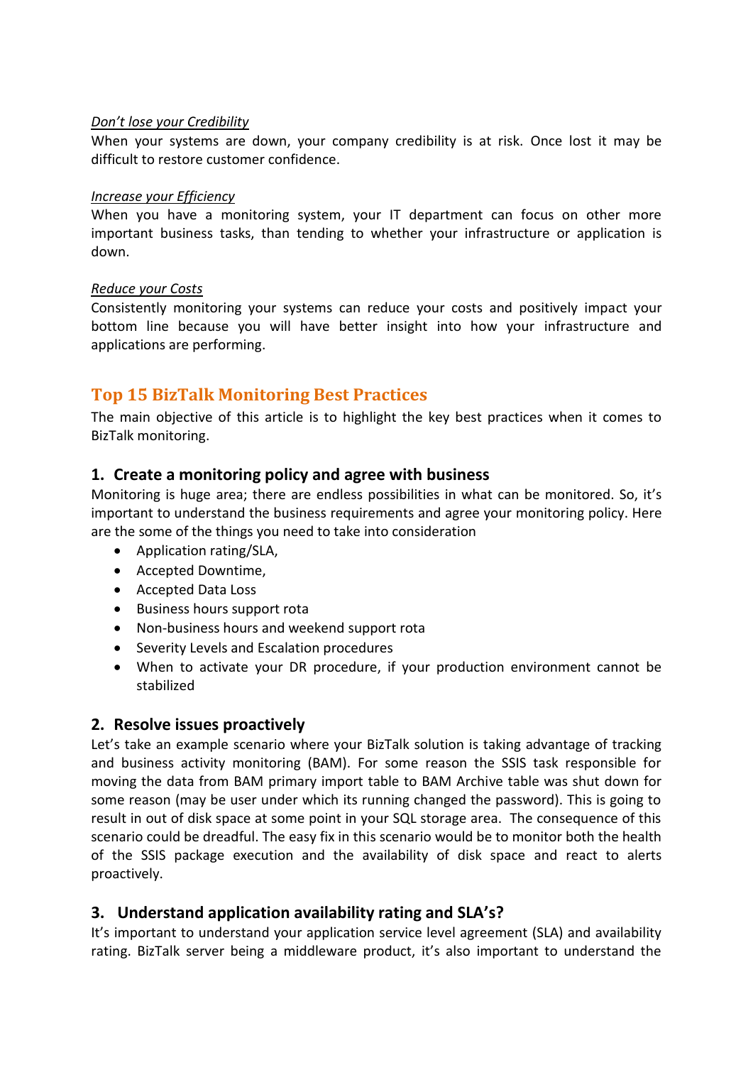*<u>Don't lose your Credibility</u>*

When your systems are down, your company credibility is at risk. Once lost it may be difficult to restore customer confidence.

*<u>Increase your Efficiency</u>*

When you have a monitoring system, your IT department can focus on other more important business tasks, than tending to whether your infrastructure or application is down.

*<u>Reduce your Costs</u>*

Consistently monitoring your systems can reduce your costs and positively impact your bottom line because you will have better insight into how your infrastructure and applications are performing.

## Top 15 BizTalk Monitoring Best Practices

The main objective of this article is to highlight the key best practices when it comes to BizTalk monitoring.

### 1. Create a monitoring policy and agree with business

Monitoring is huge area; there are endless possibilities in what can be monitored. So, it's important to understand the business requirements and agree your monitoring policy. Here are the some of the things you need to take into consideration

- Application rating/SLA,
- Accepted Downtime,
- Accepted Data Loss
- Business hours support rota
- Non-business hours and weekend support rota
- Severity Levels and Escalation procedures
- When to activate your DR procedure, if your production environment cannot be stabilized

### 2. Resolve issues proactively

Let's take an example scenario where your BizTalk solution is taking advantage of tracking and business activity monitoring (BAM). For some reason the SSIS task responsible for moving the data from BAM primary import table to BAM Archive table was shut down for some reason (may be user under which its running changed the password). This is going to result in out of disk space at some point in your SQL storage area. The consequence of this scenario could be dreadful. The easy fix in this scenario would be to monitor both the health of the SSIS package execution and the availability of disk space and react to alerts proactively.

### 3. Understand application availability rating and SLA's?

It's important to understand your application service level agreement (SLA) and availability rating. BizTalk server being a middleware product, it's also important to understand the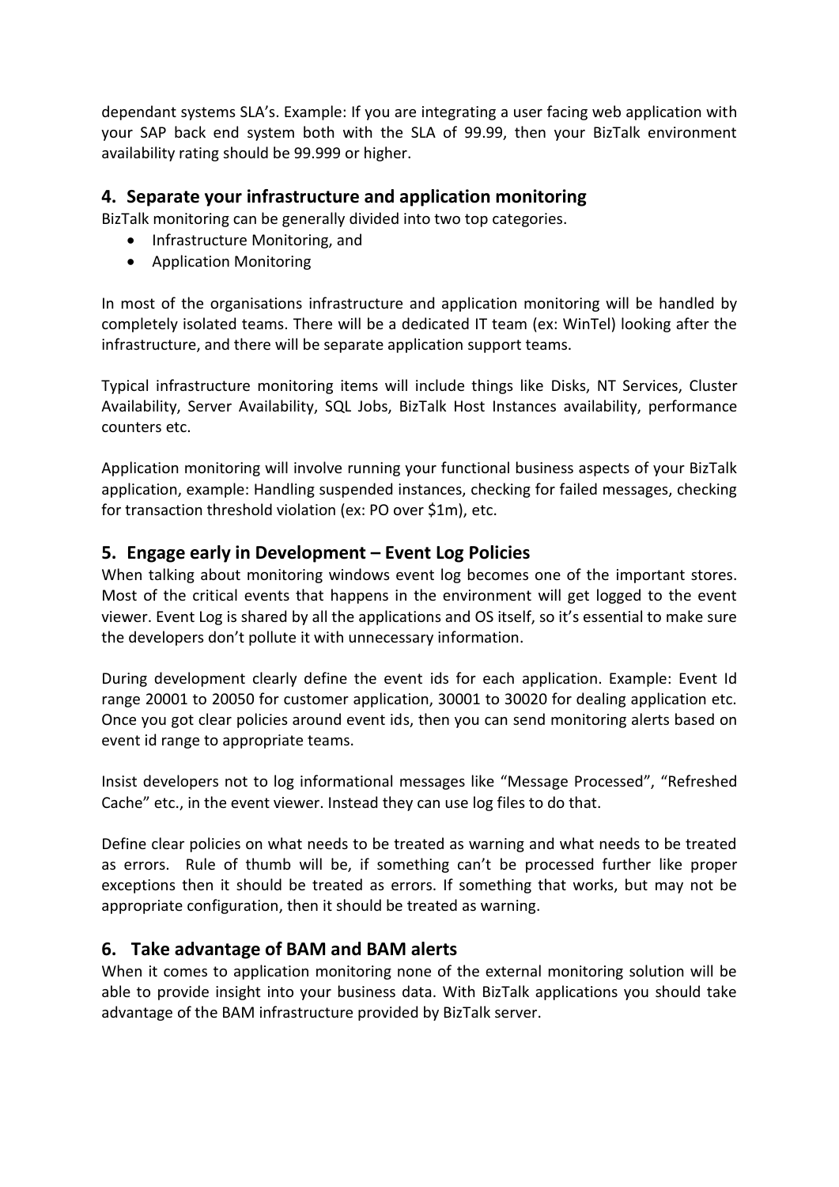dependant systems SLA's. Example: If you are integrating a user facing web application with your SAP back end system both with the SLA of 99.99, then your BizTalk environment availability rating should be 99.999 or higher.

## 4. Separate your infrastructure and application monitoring

BizTalk monitoring can be generally divided into two top categories.

- Infrastructure Monitoring, and
- Application Monitoring

In most of the organisations infrastructure and application monitoring will be handled by completely isolated teams. There will be a dedicated IT team (ex: WinTel) looking after the infrastructure, and there will be separate application support teams.

Typical infrastructure monitoring items will include things like Disks, NT Services, Cluster Availability, Server Availability, SQL Jobs, BizTalk Host Instances availability, performance counters etc.

Application monitoring will involve running your functional business aspects of your BizTalk application, example: Handling suspended instances, checking for failed messages, checking for transaction threshold violation (ex: PO over $1m), etc.

## 5. Engage early in Development – Event Log Policies

When talking about monitoring windows event log becomes one of the important stores. Most of the critical events that happens in the environment will get logged to the event viewer. Event Log is shared by all the applications and OS itself, so it's essential to make sure the developers don't pollute it with unnecessary information.

During development clearly define the event ids for each application. Example: Event Id range 20001 to 20050 for customer application, 30001 to 30020 for dealing application etc. Once you got clear policies around event ids, then you can send monitoring alerts based on event id range to appropriate teams.

Insist developers not to log informational messages like "Message Processed", "Refreshed Cache" etc., in the event viewer. Instead they can use log files to do that.

Define clear policies on what needs to be treated as warning and what needs to be treated as errors. Rule of thumb will be, if something can't be processed further like proper exceptions then it should be treated as errors. If something that works, but may not be appropriate configuration, then it should be treated as warning.

## 6. Take advantage of BAM and BAM alerts

When it comes to application monitoring none of the external monitoring solution will be able to provide insight into your business data. With BizTalk applications you should take advantage of the BAM infrastructure provided by BizTalk server.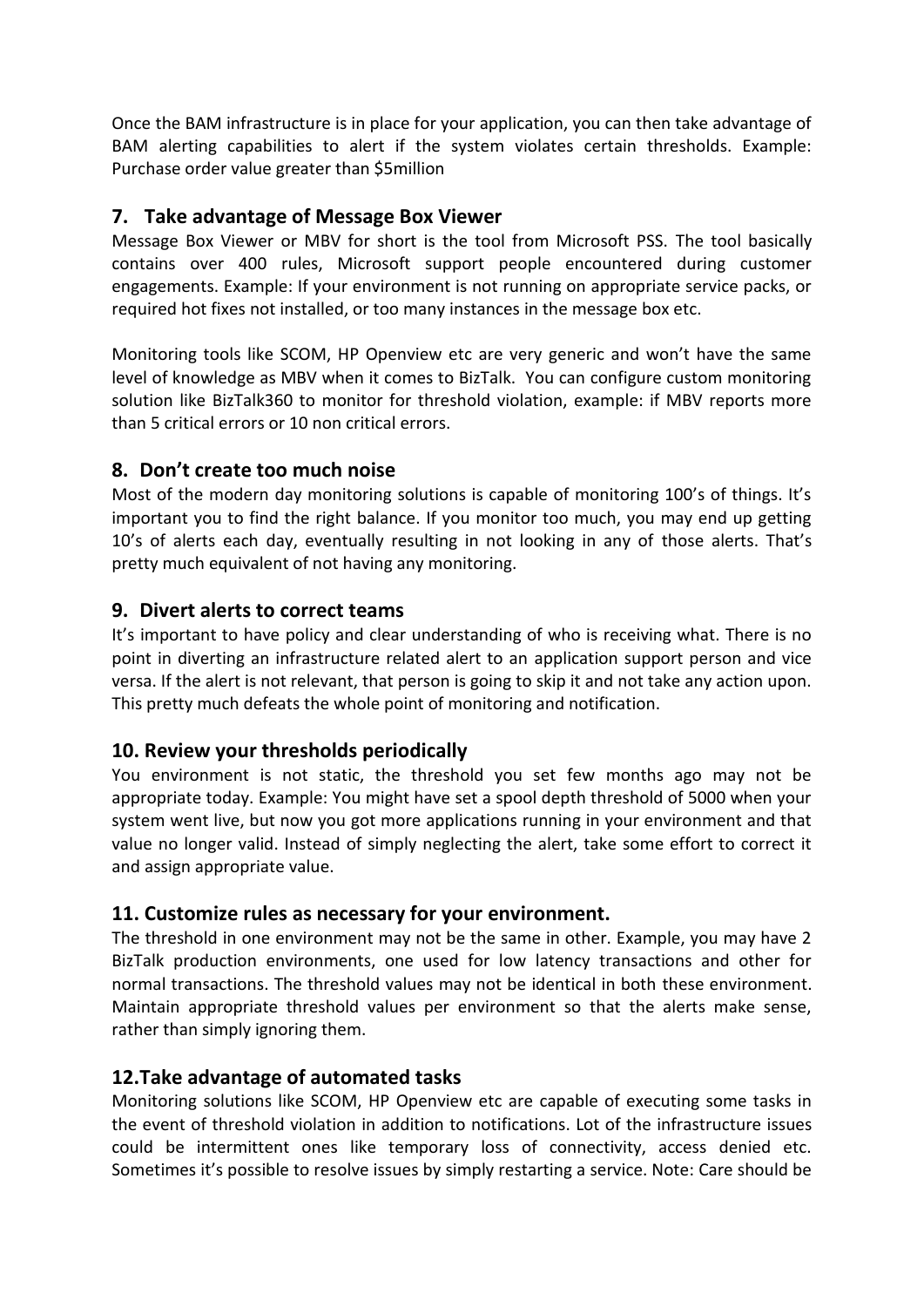Once the BAM infrastructure is in place for your application, you can then take advantage of BAM alerting capabilities to alert if the system violates certain thresholds. Example: Purchase order value greater than $5million

## 7. Take advantage of Message Box Viewer

Message Box Viewer or MBV for short is the tool from Microsoft PSS. The tool basically contains over 400 rules, Microsoft support people encountered during customer engagements. Example: If your environment is not running on appropriate service packs, or required hot fixes not installed, or too many instances in the message box etc.

Monitoring tools like SCOM, HP Openview etc are very generic and won't have the same level of knowledge as MBV when it comes to BizTalk. You can configure custom monitoring solution like BizTalk360 to monitor for threshold violation, example: if MBV reports more than 5 critical errors or 10 non critical errors.

## 8. Don't create too much noise

Most of the modern day monitoring solutions is capable of monitoring 100's of things. It's important you to find the right balance. If you monitor too much, you may end up getting 10's of alerts each day, eventually resulting in not looking in any of those alerts. That's pretty much equivalent of not having any monitoring.

## 9. Divert alerts to correct teams

It's important to have policy and clear understanding of who is receiving what. There is no point in diverting an infrastructure related alert to an application support person and vice versa. If the alert is not relevant, that person is going to skip it and not take any action upon. This pretty much defeats the whole point of monitoring and notification.

## 10. Review your thresholds periodically

You environment is not static, the threshold you set few months ago may not be appropriate today. Example: You might have set a spool depth threshold of 5000 when your system went live, but now you got more applications running in your environment and that value no longer valid. Instead of simply neglecting the alert, take some effort to correct it and assign appropriate value.

## 11. Customize rules as necessary for your environment.

The threshold in one environment may not be the same in other. Example, you may have 2 BizTalk production environments, one used for low latency transactions and other for normal transactions. The threshold values may not be identical in both these environment. Maintain appropriate threshold values per environment so that the alerts make sense, rather than simply ignoring them.

## 12.Take advantage of automated tasks

Monitoring solutions like SCOM, HP Openview etc are capable of executing some tasks in the event of threshold violation in addition to notifications. Lot of the infrastructure issues could be intermittent ones like temporary loss of connectivity, access denied etc. Sometimes it's possible to resolve issues by simply restarting a service. Note: Care should be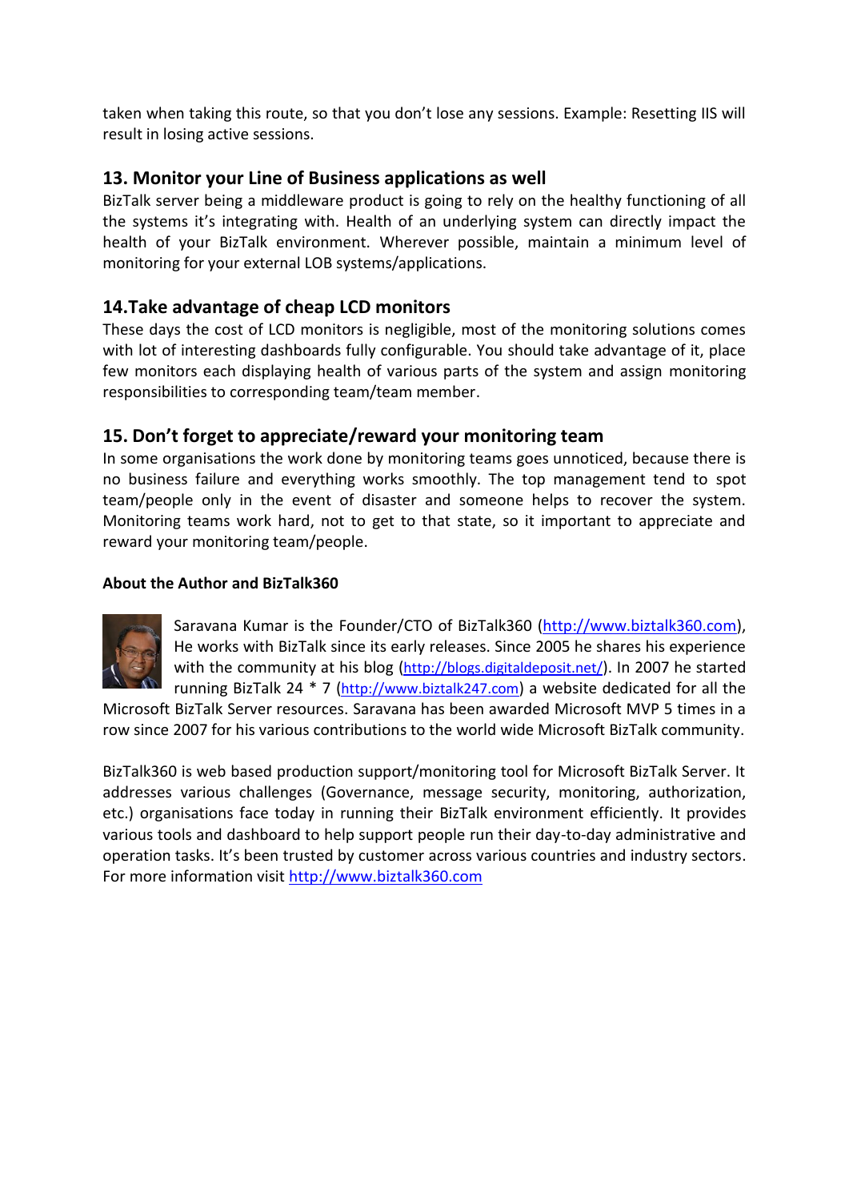taken when taking this route, so that you don't lose any sessions. Example: Resetting IIS will result in losing active sessions.

## 13. Monitor your Line of Business applications as well

BizTalk server being a middleware product is going to rely on the healthy functioning of all the systems it's integrating with. Health of an underlying system can directly impact the health of your BizTalk environment. Wherever possible, maintain a minimum level of monitoring for your external LOB systems/applications.

## 14.Take advantage of cheap LCD monitors

These days the cost of LCD monitors is negligible, most of the monitoring solutions comes with lot of interesting dashboards fully configurable. You should take advantage of it, place few monitors each displaying health of various parts of the system and assign monitoring responsibilities to corresponding team/team member.

## 15. Don't forget to appreciate/reward your monitoring team

In some organisations the work done by monitoring teams goes unnoticed, because there is no business failure and everything works smoothly. The top management tend to spot team/people only in the event of disaster and someone helps to recover the system. Monitoring teams work hard, not to get to that state, so it important to appreciate and reward your monitoring team/people.

**About the Author and BizTalk360**

Saravana Kumar is the Founder/CTO of BizTalk360 (http://www.biztalk360.com), He works with BizTalk since its early releases. Since 2005 he shares his experience with the community at his blog (http://blogs.digitaldeposit.net/). In 2007 he started running BizTalk 24 * 7 (http://www.biztalk247.com) a website dedicated for all the Microsoft BizTalk Server resources. Saravana has been awarded Microsoft MVP 5 times in a row since 2007 for his various contributions to the world wide Microsoft BizTalk community.

BizTalk360 is web based production support/monitoring tool for Microsoft BizTalk Server. It addresses various challenges (Governance, message security, monitoring, authorization, etc.) organisations face today in running their BizTalk environment efficiently. It provides various tools and dashboard to help support people run their day-to-day administrative and operation tasks. It's been trusted by customer across various countries and industry sectors. For more information visit http://www.biztalk360.com